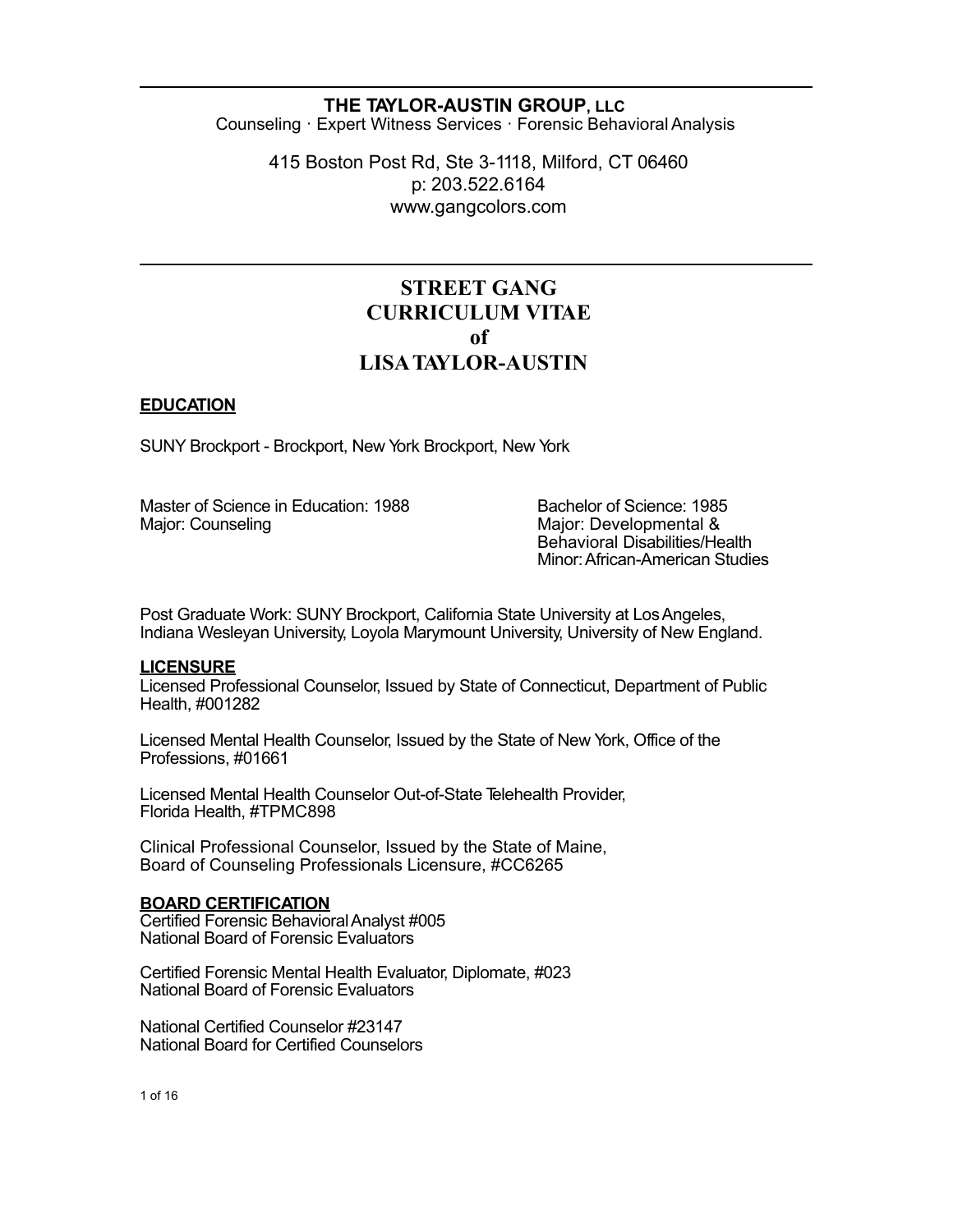**THE TAYLOR-AUSTIN GROUP, LLC**
Counseling · Expert Witness Services · Forensic Behavioral Analysis

415 Boston Post Rd, Ste 3-1118, Milford, CT 06460
p: 203.522.6164
www.gangcolors.com

# STREET GANG CURRICULUM VITAE of LISA TAYLOR-AUSTIN

## EDUCATION

SUNY Brockport - Brockport, New York Brockport, New York

Master of Science in Education: 1988
Major: Counseling

Bachelor of Science: 1985
Major: Developmental & Behavioral Disabilities/Health
Minor: African-American Studies

Post Graduate Work: SUNY Brockport, California State University at Los Angeles, Indiana Wesleyan University, Loyola Marymount University, University of New England.

## LICENSURE

Licensed Professional Counselor, Issued by State of Connecticut, Department of Public Health, #001282

Licensed Mental Health Counselor, Issued by the State of New York, Office of the Professions, #01661

Licensed Mental Health Counselor Out-of-State Telehealth Provider, Florida Health, #TPMC898

Clinical Professional Counselor, Issued by the State of Maine, Board of Counseling Professionals Licensure, #CC6265

## BOARD CERTIFICATION

Certified Forensic Behavioral Analyst #005
National Board of Forensic Evaluators

Certified Forensic Mental Health Evaluator, Diplomate, #023
National Board of Forensic Evaluators

National Certified Counselor #23147
National Board for Certified Counselors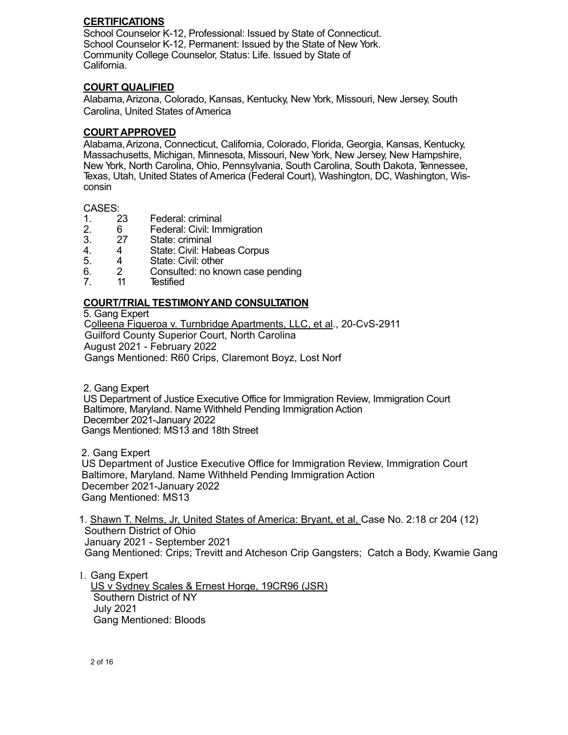## CERTIFICATIONS

School Counselor K-12, Professional: Issued by State of Connecticut.
School Counselor K-12, Permanent: Issued by the State of New York.
Community College Counselor, Status: Life. Issued by State of California.

## COURT QUALIFIED

Alabama, Arizona, Colorado, Kansas, Kentucky, New York, Missouri, New Jersey, South Carolina, United States of America

## COURT APPROVED

Alabama, Arizona, Connecticut, California, Colorado, Florida, Georgia, Kansas, Kentucky, Massachusetts, Michigan, Minnesota, Missouri, New York, New Jersey, New Hampshire, New York, North Carolina, Ohio, Pennsylvania, South Carolina, South Dakota, Tennessee, Texas, Utah, United States of America (Federal Court), Washington, DC, Washington, Wisconsin

CASES:

| | | |
|---|---|---|
| 1. | 23 | Federal: criminal |
| 2. | 6 | Federal: Civil: Immigration |
| 3. | 27 | State: criminal |
| 4. | 4 | State: Civil: Habeas Corpus |
| 5. | 4 | State: Civil: other |
| 6. | 2 | Consulted: no known case pending |
| 7. | 11 | Testified |

## COURT/TRIAL TESTIMONY AND CONSULTATION

5. Gang Expert
Colleena Figueroa v. Turnbridge Apartments, LLC, et al., 20-CvS-2911
Guilford County Superior Court, North Carolina
August 2021 - February 2022
Gangs Mentioned: R60 Crips, Claremont Boyz, Lost Norf

2. Gang Expert
US Department of Justice Executive Office for Immigration Review, Immigration Court
Baltimore, Maryland. Name Withheld Pending Immigration Action
December 2021-January 2022
Gangs Mentioned: MS13 and 18th Street

2. Gang Expert
US Department of Justice Executive Office for Immigration Review, Immigration Court
Baltimore, Maryland. Name Withheld Pending Immigration Action
December 2021-January 2022
Gang Mentioned: MS13

1. Shawn T. Nelms, Jr, United States of America: Bryant, et al, Case No. 2:18 cr 204 (12)
Southern District of Ohio
January 2021 - September 2021
Gang Mentioned: Crips; Trevitt and Atcheson Crip Gangsters; Catch a Body, Kwamie Gang

1. Gang Expert
US v Sydney Scales & Ernest Horge, 19CR96 (JSR)
Southern District of NY
July 2021
Gang Mentioned: Bloods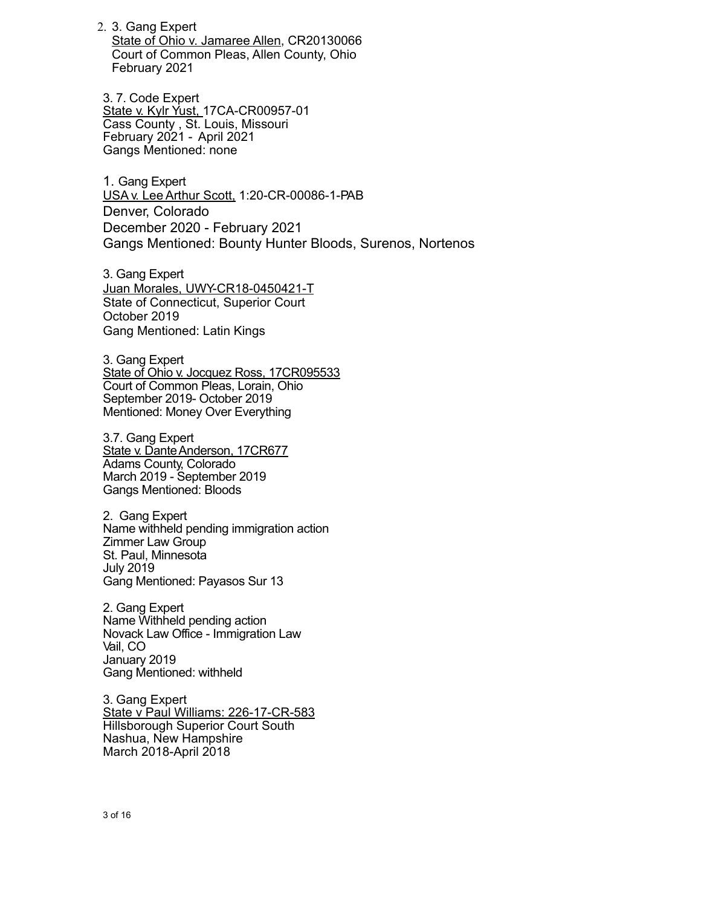2. 3. Gang Expert
   State of Ohio v. Jamaree Allen, CR20130066
   Court of Common Pleas, Allen County, Ohio
   February 2021

3. 7. Code Expert
State v. Kylr Yust, 17CA-CR00957-01
Cass County , St. Louis, Missouri
February 2021 - April 2021
Gangs Mentioned: none

1. Gang Expert
USA v. Lee Arthur Scott, 1:20-CR-00086-1-PAB
Denver, Colorado
December 2020 - February 2021
Gangs Mentioned: Bounty Hunter Bloods, Surenos, Nortenos

3. Gang Expert
Juan Morales, UWY-CR18-0450421-T
State of Connecticut, Superior Court
October 2019
Gang Mentioned: Latin Kings

3. Gang Expert
State of Ohio v. Jocquez Ross, 17CR095533
Court of Common Pleas, Lorain, Ohio
September 2019- October 2019
Mentioned: Money Over Everything

3.7. Gang Expert
State v. Dante Anderson, 17CR677
Adams County, Colorado
March 2019 - September 2019
Gangs Mentioned: Bloods

2. Gang Expert
Name withheld pending immigration action
Zimmer Law Group
St. Paul, Minnesota
July 2019
Gang Mentioned: Payasos Sur 13

2. Gang Expert
Name Withheld pending action
Novack Law Office - Immigration Law
Vail, CO
January 2019
Gang Mentioned: withheld

3. Gang Expert
State v Paul Williams: 226-17-CR-583
Hillsborough Superior Court South
Nashua, New Hampshire
March 2018-April 2018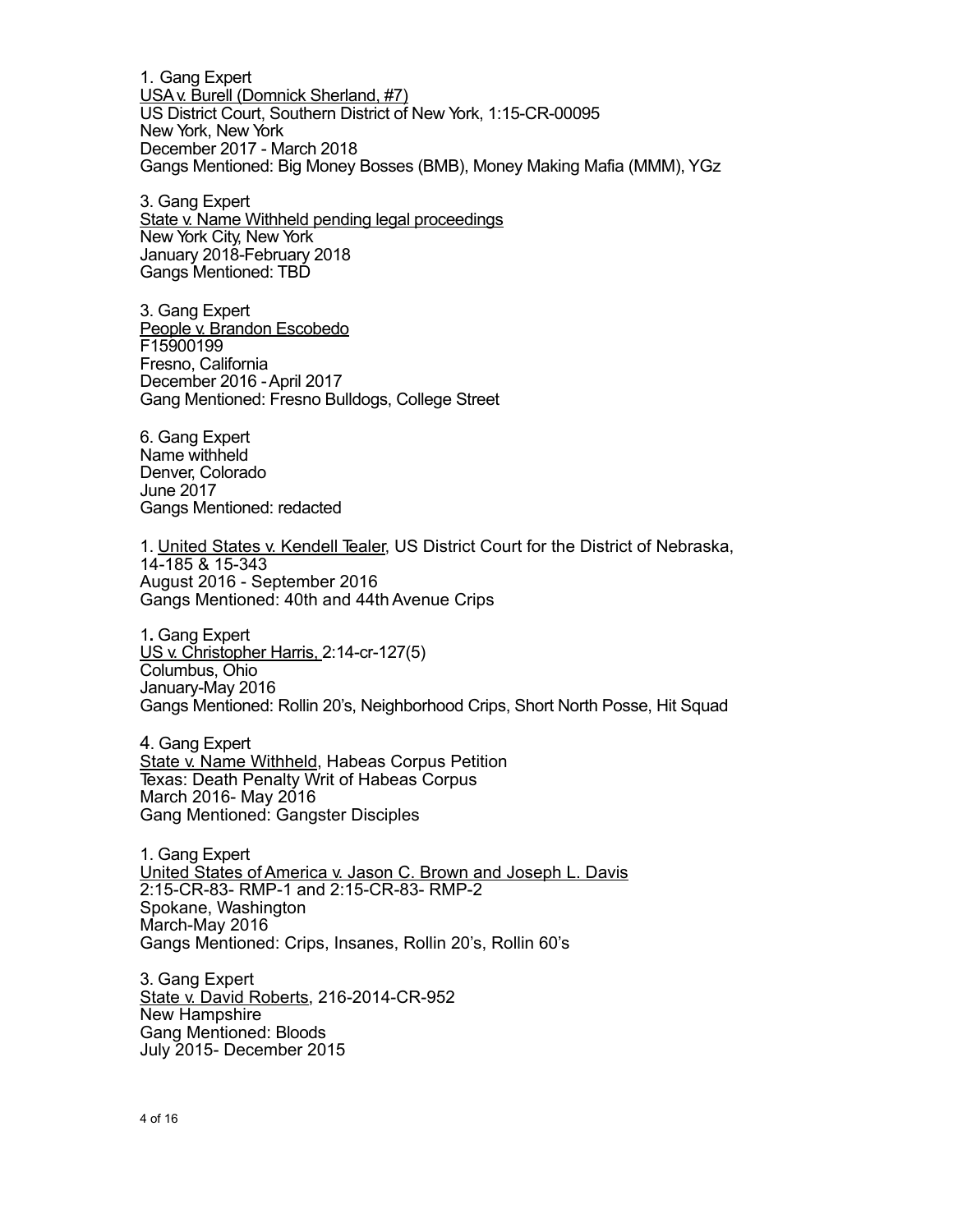1. Gang Expert
<u>USA v. Burell (Domnick Sherland, #7)</u>
US District Court, Southern District of New York, 1:15-CR-00095
New York, New York
December 2017 - March 2018
Gangs Mentioned: Big Money Bosses (BMB), Money Making Mafia (MMM), YGz

3. Gang Expert
<u>State v. Name Withheld pending legal proceedings</u>
New York City, New York
January 2018-February 2018
Gangs Mentioned: TBD

3. Gang Expert
<u>People v. Brandon Escobedo</u>
F15900199
Fresno, California
December 2016 - April 2017
Gang Mentioned: Fresno Bulldogs, College Street

6. Gang Expert
Name withheld
Denver, Colorado
June 2017
Gangs Mentioned: redacted

1. <u>United States v. Kendell Tealer</u>, US District Court for the District of Nebraska, 14-185 & 15-343
August 2016 - September 2016
Gangs Mentioned: 40th and 44th Avenue Crips

1. Gang Expert
<u>US v. Christopher Harris,</u> 2:14-cr-127(5)
Columbus, Ohio
January-May 2016
Gangs Mentioned: Rollin 20's, Neighborhood Crips, Short North Posse, Hit Squad

4. Gang Expert
<u>State v. Name Withheld</u>, Habeas Corpus Petition
Texas: Death Penalty Writ of Habeas Corpus
March 2016- May 2016
Gang Mentioned: Gangster Disciples

1. Gang Expert
<u>United States of America v. Jason C. Brown and Joseph L. Davis</u>
2:15-CR-83- RMP-1 and 2:15-CR-83- RMP-2
Spokane, Washington
March-May 2016
Gangs Mentioned: Crips, Insanes, Rollin 20's, Rollin 60's

3. Gang Expert
<u>State v. David Roberts</u>, 216-2014-CR-952
New Hampshire
Gang Mentioned: Bloods
July 2015- December 2015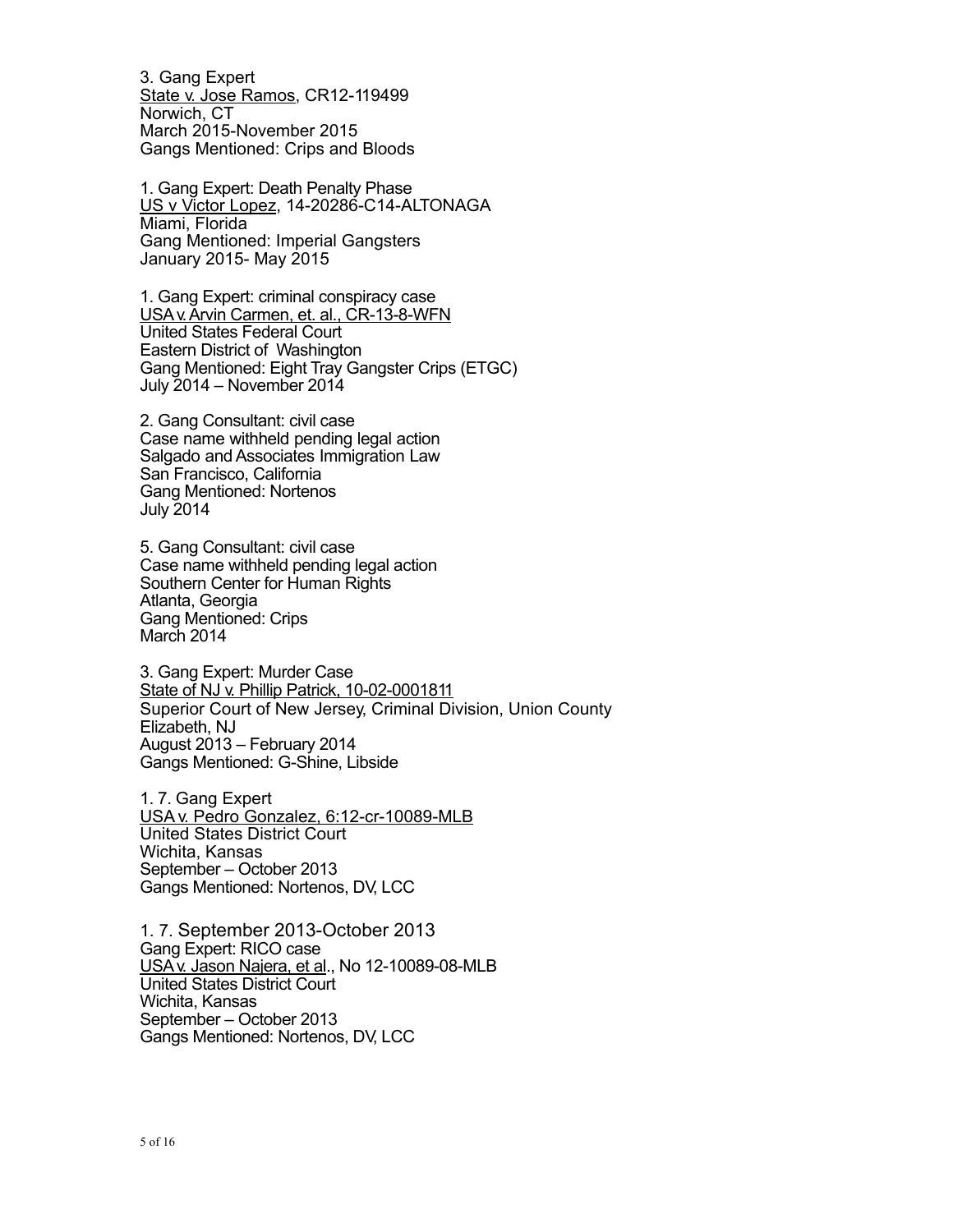3. Gang Expert
State v. Jose Ramos, CR12-119499
Norwich, CT
March 2015-November 2015
Gangs Mentioned: Crips and Bloods

1. Gang Expert: Death Penalty Phase
US v Victor Lopez, 14-20286-C14-ALTONAGA
Miami, Florida
Gang Mentioned: Imperial Gangsters
January 2015- May 2015

1. Gang Expert: criminal conspiracy case
USA v. Arvin Carmen, et. al., CR-13-8-WFN
United States Federal Court
Eastern District of Washington
Gang Mentioned: Eight Tray Gangster Crips (ETGC)
July 2014 – November 2014

2. Gang Consultant: civil case
Case name withheld pending legal action
Salgado and Associates Immigration Law
San Francisco, California
Gang Mentioned: Nortenos
July 2014

5. Gang Consultant: civil case
Case name withheld pending legal action
Southern Center for Human Rights
Atlanta, Georgia
Gang Mentioned: Crips
March 2014

3. Gang Expert: Murder Case
State of NJ v. Phillip Patrick, 10-02-0001811
Superior Court of New Jersey, Criminal Division, Union County
Elizabeth, NJ
August 2013 – February 2014
Gangs Mentioned: G-Shine, Libside

1. 7. Gang Expert
USA v. Pedro Gonzalez, 6:12-cr-10089-MLB
United States District Court
Wichita, Kansas
September – October 2013
Gangs Mentioned: Nortenos, DV, LCC

1. 7. September 2013-October 2013
Gang Expert: RICO case
USA v. Jason Najera, et al., No 12-10089-08-MLB
United States District Court
Wichita, Kansas
September – October 2013
Gangs Mentioned: Nortenos, DV, LCC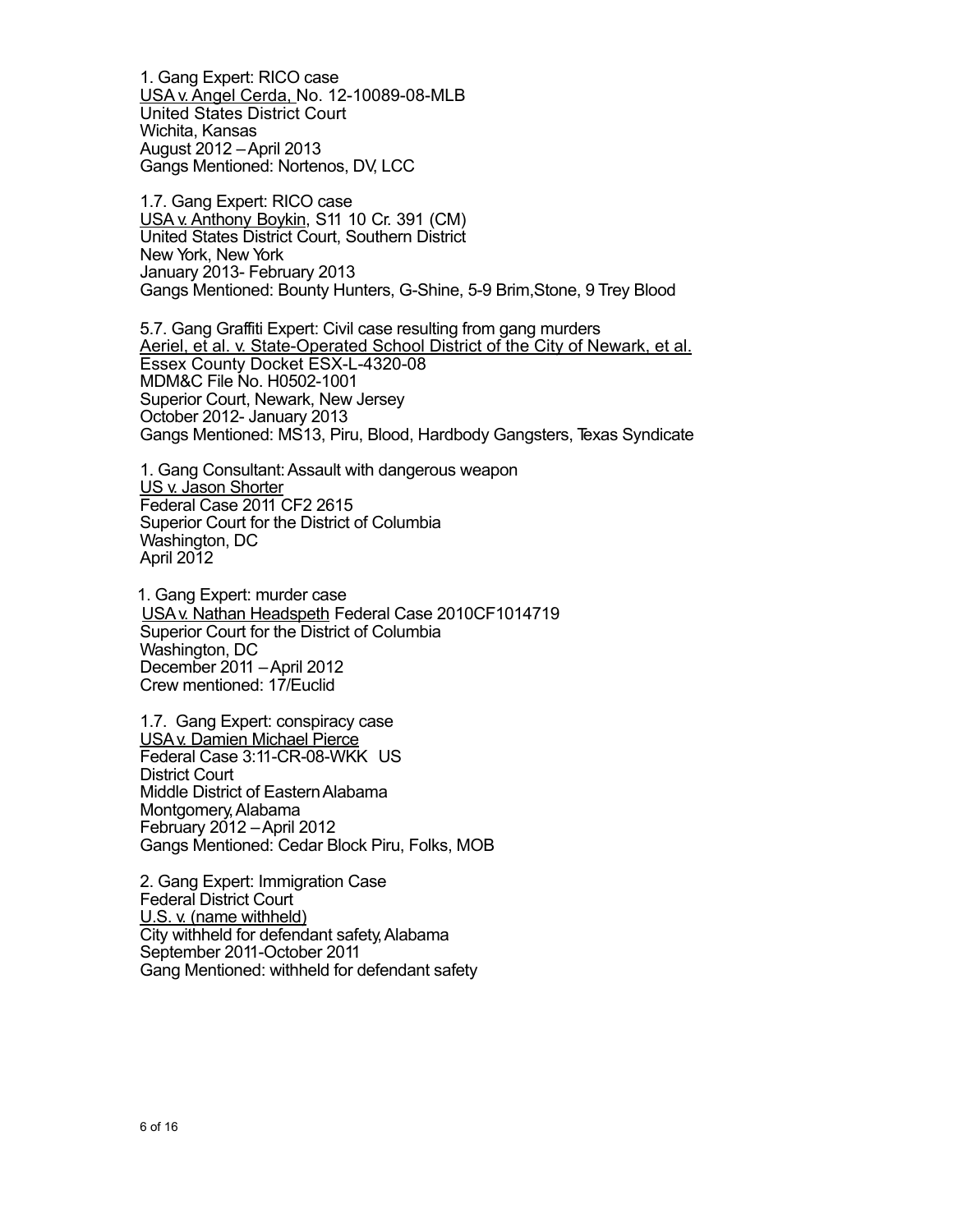1. Gang Expert: RICO case
<u>USA v. Angel Cerda,</u> No. 12-10089-08-MLB
United States District Court
Wichita, Kansas
August 2012 – April 2013
Gangs Mentioned: Nortenos, DV, LCC

1.7. Gang Expert: RICO case
<u>USA v. Anthony Boykin</u>, S11 10 Cr. 391 (CM)
United States District Court, Southern District
New York, New York
January 2013- February 2013
Gangs Mentioned: Bounty Hunters, G-Shine, 5-9 Brim, Stone, 9 Trey Blood

5.7. Gang Graffiti Expert: Civil case resulting from gang murders
<u>Aeriel, et al. v. State-Operated School District of the City of Newark, et al.</u>
Essex County Docket ESX-L-4320-08
MDM&C File No. H0502-1001
Superior Court, Newark, New Jersey
October 2012- January 2013
Gangs Mentioned: MS13, Piru, Blood, Hardbody Gangsters, Texas Syndicate

1. Gang Consultant: Assault with dangerous weapon
<u>US v. Jason Shorter</u>
Federal Case 2011 CF2 2615
Superior Court for the District of Columbia
Washington, DC
April 2012

1. Gang Expert: murder case
<u>USA v. Nathan Headspeth</u> Federal Case 2010CF1014719
Superior Court for the District of Columbia
Washington, DC
December 2011 – April 2012
Crew mentioned: 17/Euclid

1.7. Gang Expert: conspiracy case
<u>USA v. Damien Michael Pierce</u>
Federal Case 3:11-CR-08-WKK US
District Court
Middle District of Eastern Alabama
Montgomery, Alabama
February 2012 – April 2012
Gangs Mentioned: Cedar Block Piru, Folks, MOB

2. Gang Expert: Immigration Case
Federal District Court
<u>U.S. v. (name withheld)</u>
City withheld for defendant safety, Alabama
September 2011-October 2011
Gang Mentioned: withheld for defendant safety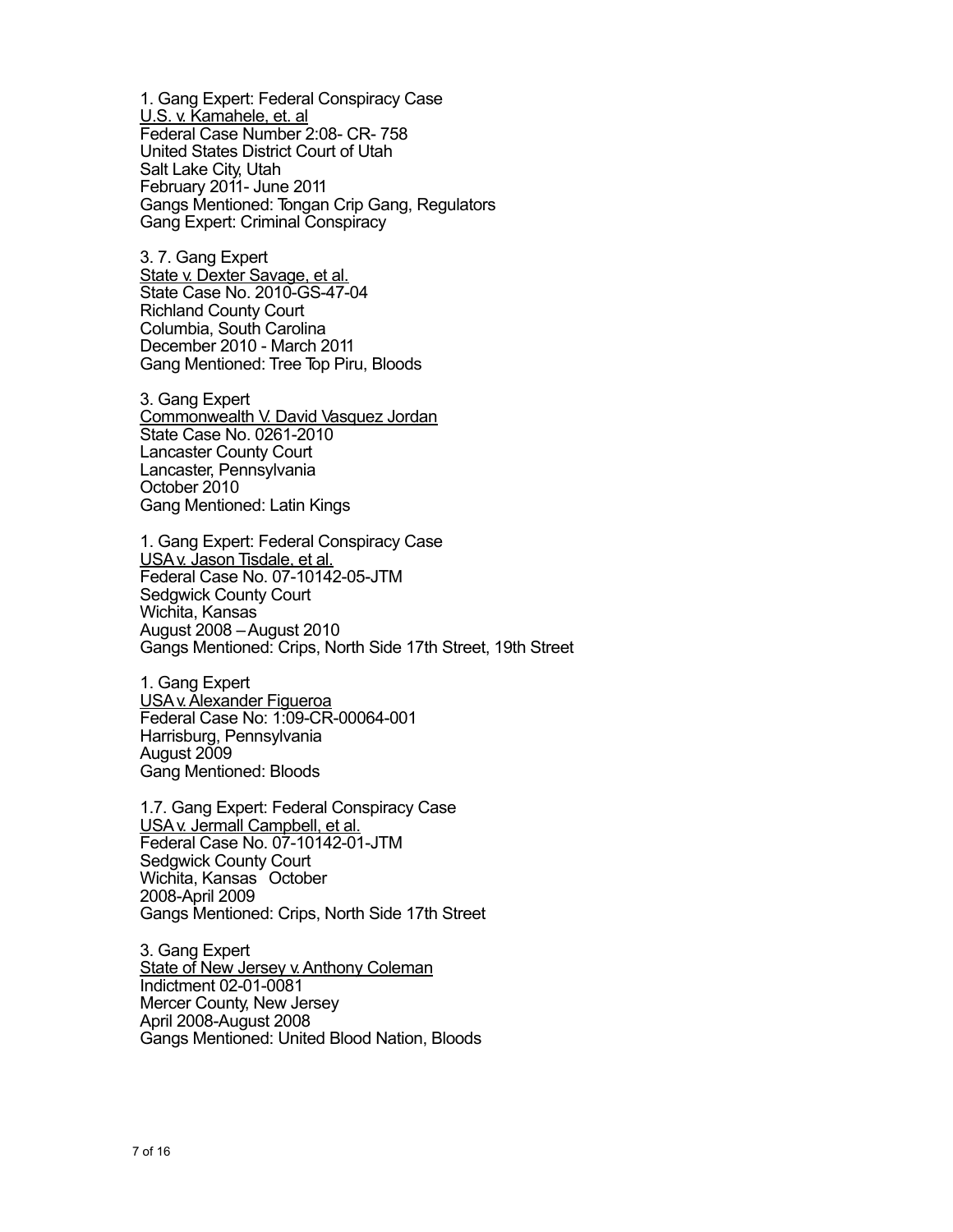1. Gang Expert: Federal Conspiracy Case
U.S. v. Kamahele, et. al
Federal Case Number 2:08- CR- 758
United States District Court of Utah
Salt Lake City, Utah
February 2011- June 2011
Gangs Mentioned: Tongan Crip Gang, Regulators
Gang Expert: Criminal Conspiracy

3. 7. Gang Expert
State v. Dexter Savage, et al.
State Case No. 2010-GS-47-04
Richland County Court
Columbia, South Carolina
December 2010 - March 2011
Gang Mentioned: Tree Top Piru, Bloods

3. Gang Expert
Commonwealth V. David Vasquez Jordan
State Case No. 0261-2010
Lancaster County Court
Lancaster, Pennsylvania
October 2010
Gang Mentioned: Latin Kings

1. Gang Expert: Federal Conspiracy Case
USA v. Jason Tisdale, et al.
Federal Case No. 07-10142-05-JTM
Sedgwick County Court
Wichita, Kansas
August 2008 – August 2010
Gangs Mentioned: Crips, North Side 17th Street, 19th Street

1. Gang Expert
USA v. Alexander Figueroa
Federal Case No: 1:09-CR-00064-001
Harrisburg, Pennsylvania
August 2009
Gang Mentioned: Bloods

1.7. Gang Expert: Federal Conspiracy Case
USA v. Jermall Campbell, et al.
Federal Case No. 07-10142-01-JTM
Sedgwick County Court
Wichita, Kansas   October
2008-April 2009
Gangs Mentioned: Crips, North Side 17th Street

3. Gang Expert
State of New Jersey v. Anthony Coleman
Indictment 02-01-0081
Mercer County, New Jersey
April 2008-August 2008
Gangs Mentioned: United Blood Nation, Bloods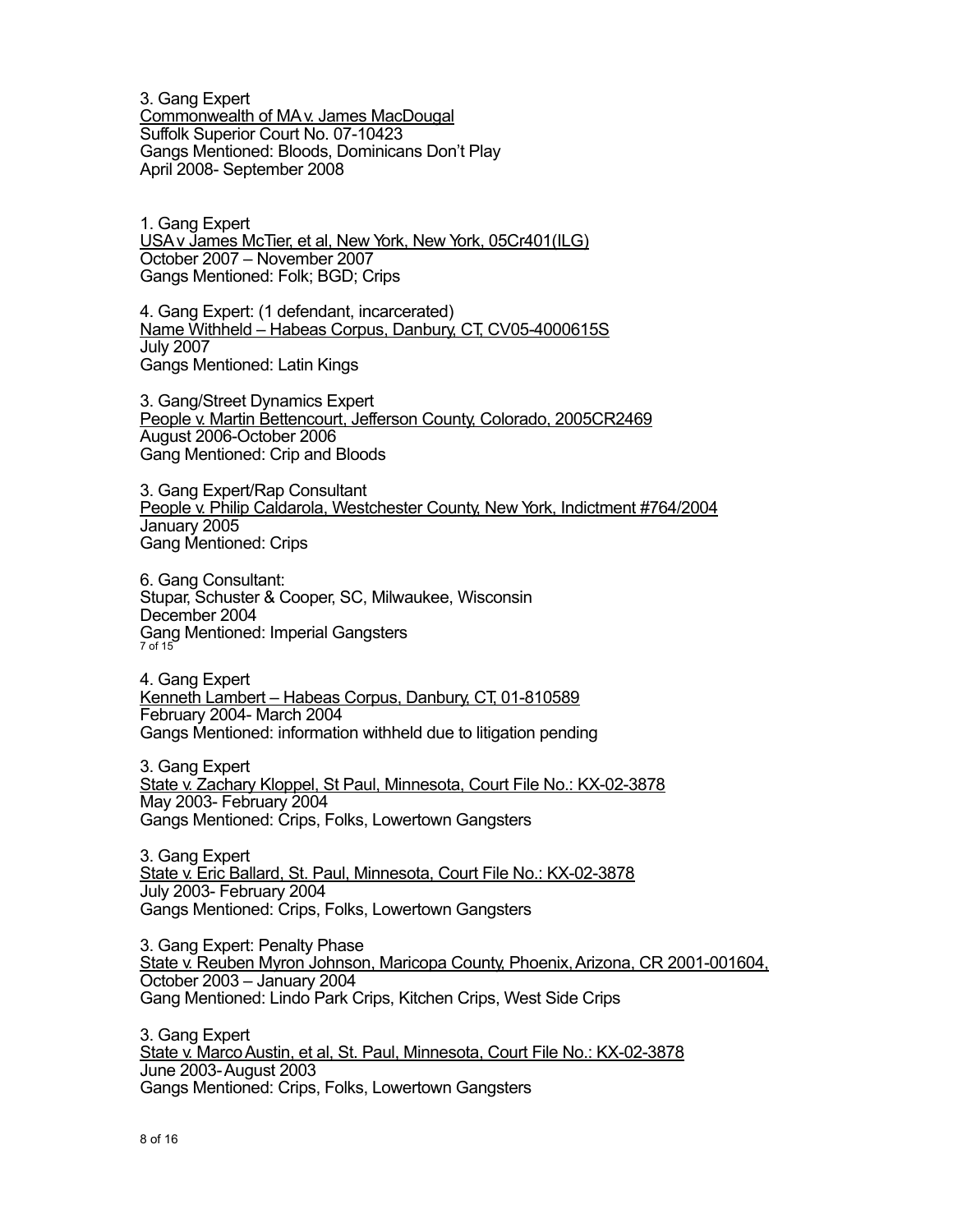3. Gang Expert
Commonwealth of MA v. James MacDougal
Suffolk Superior Court No. 07-10423
Gangs Mentioned: Bloods, Dominicans Don't Play
April 2008- September 2008

1. Gang Expert
USA v James McTier, et al, New York, New York, 05Cr401(ILG)
October 2007 – November 2007
Gangs Mentioned: Folk; BGD; Crips

4. Gang Expert: (1 defendant, incarcerated)
Name Withheld – Habeas Corpus, Danbury, CT, CV05-4000615S
July 2007
Gangs Mentioned: Latin Kings

3. Gang/Street Dynamics Expert
People v. Martin Bettencourt, Jefferson County, Colorado, 2005CR2469
August 2006-October 2006
Gang Mentioned: Crip and Bloods

3. Gang Expert/Rap Consultant
People v. Philip Caldarola, Westchester County, New York, Indictment #764/2004
January 2005
Gang Mentioned: Crips

6. Gang Consultant:
Stupar, Schuster & Cooper, SC, Milwaukee, Wisconsin
December 2004
Gang Mentioned: Imperial Gangsters

4. Gang Expert
Kenneth Lambert – Habeas Corpus, Danbury, CT, 01-810589
February 2004- March 2004
Gangs Mentioned: information withheld due to litigation pending

3. Gang Expert
State v. Zachary Kloppel, St Paul, Minnesota, Court File No.: KX-02-3878
May 2003- February 2004
Gangs Mentioned: Crips, Folks, Lowertown Gangsters

3. Gang Expert
State v. Eric Ballard, St. Paul, Minnesota, Court File No.: KX-02-3878
July 2003- February 2004
Gangs Mentioned: Crips, Folks, Lowertown Gangsters

3. Gang Expert: Penalty Phase
State v. Reuben Myron Johnson, Maricopa County, Phoenix, Arizona, CR 2001-001604,
October 2003 – January 2004
Gang Mentioned: Lindo Park Crips, Kitchen Crips, West Side Crips

3. Gang Expert
State v. Marco Austin, et al, St. Paul, Minnesota, Court File No.: KX-02-3878
June 2003- August 2003
Gangs Mentioned: Crips, Folks, Lowertown Gangsters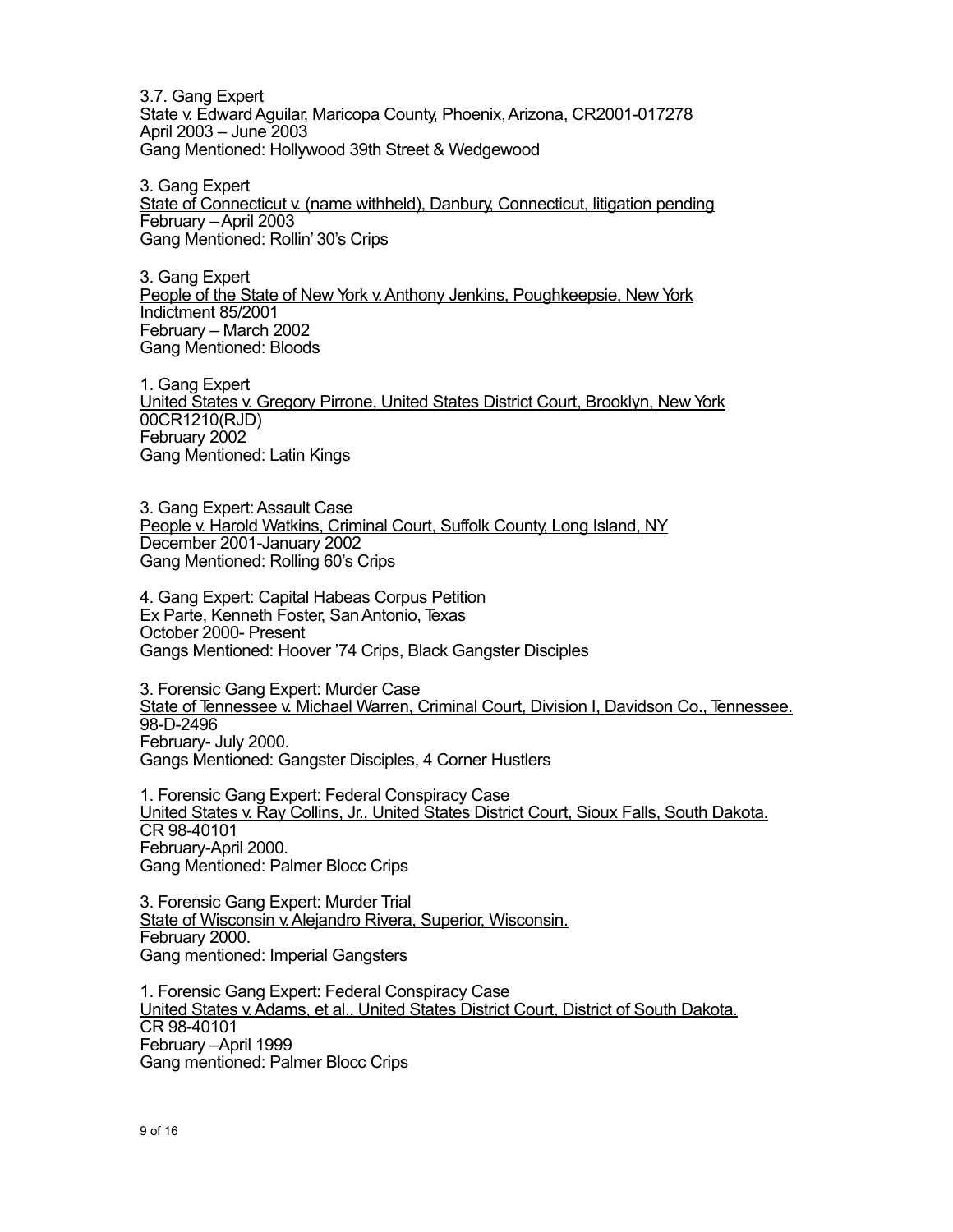3.7. Gang Expert
State v. Edward Aguilar, Maricopa County, Phoenix, Arizona, CR2001-017278
April 2003 – June 2003
Gang Mentioned: Hollywood 39th Street & Wedgewood

3. Gang Expert
State of Connecticut v. (name withheld), Danbury, Connecticut, litigation pending
February – April 2003
Gang Mentioned: Rollin' 30's Crips

3. Gang Expert
People of the State of New York v. Anthony Jenkins, Poughkeepsie, New York
Indictment 85/2001
February – March 2002
Gang Mentioned: Bloods

1. Gang Expert
United States v. Gregory Pirrone, United States District Court, Brooklyn, New York
00CR1210(RJD)
February 2002
Gang Mentioned: Latin Kings

3. Gang Expert: Assault Case
People v. Harold Watkins, Criminal Court, Suffolk County, Long Island, NY
December 2001-January 2002
Gang Mentioned: Rolling 60's Crips

4. Gang Expert: Capital Habeas Corpus Petition
Ex Parte, Kenneth Foster, San Antonio, Texas
October 2000- Present
Gangs Mentioned: Hoover '74 Crips, Black Gangster Disciples

3. Forensic Gang Expert: Murder Case
State of Tennessee v. Michael Warren, Criminal Court, Division I, Davidson Co., Tennessee.
98-D-2496
February- July 2000.
Gangs Mentioned: Gangster Disciples, 4 Corner Hustlers

1. Forensic Gang Expert: Federal Conspiracy Case
United States v. Ray Collins, Jr., United States District Court, Sioux Falls, South Dakota.
CR 98-40101
February-April 2000.
Gang Mentioned: Palmer Blocc Crips

3. Forensic Gang Expert: Murder Trial
State of Wisconsin v. Alejandro Rivera, Superior, Wisconsin.
February 2000.
Gang mentioned: Imperial Gangsters

1. Forensic Gang Expert: Federal Conspiracy Case
United States v. Adams, et al., United States District Court, District of South Dakota.
CR 98-40101
February –April 1999
Gang mentioned: Palmer Blocc Crips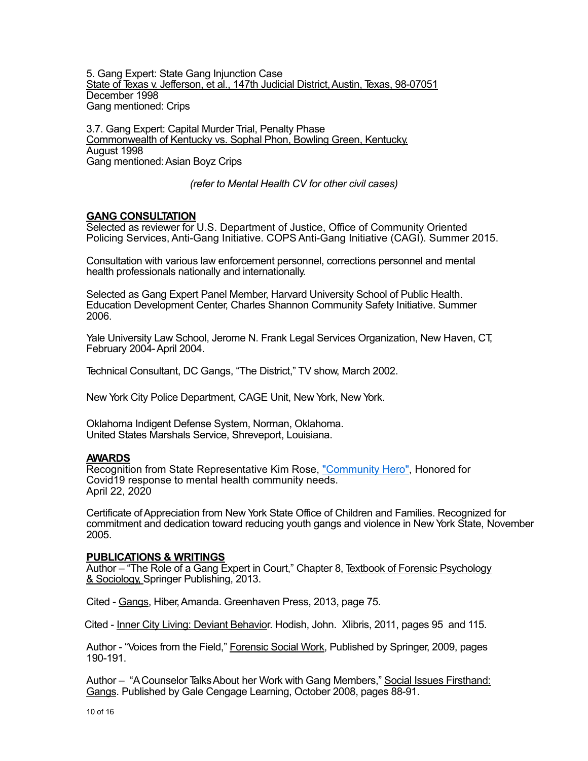5. Gang Expert: State Gang Injunction Case
State of Texas v. Jefferson, et al., 147th Judicial District, Austin, Texas, 98-07051
December 1998
Gang mentioned: Crips

3.7. Gang Expert: Capital Murder Trial, Penalty Phase
Commonwealth of Kentucky vs. Sophal Phon, Bowling Green, Kentucky.
August 1998
Gang mentioned: Asian Boyz Crips

*(refer to Mental Health CV for other civil cases)*

## GANG CONSULTATION

Selected as reviewer for U.S. Department of Justice, Office of Community Oriented Policing Services, Anti-Gang Initiative. COPS Anti-Gang Initiative (CAGI). Summer 2015.

Consultation with various law enforcement personnel, corrections personnel and mental health professionals nationally and internationally.

Selected as Gang Expert Panel Member, Harvard University School of Public Health. Education Development Center, Charles Shannon Community Safety Initiative. Summer 2006.

Yale University Law School, Jerome N. Frank Legal Services Organization, New Haven, CT, February 2004- April 2004.

Technical Consultant, DC Gangs, "The District," TV show, March 2002.

New York City Police Department, CAGE Unit, New York, New York.

Oklahoma Indigent Defense System, Norman, Oklahoma.
United States Marshals Service, Shreveport, Louisiana.

## AWARDS

Recognition from State Representative Kim Rose, "Community Hero", Honored for Covid19 response to mental health community needs.
April 22, 2020

Certificate of Appreciation from New York State Office of Children and Families. Recognized for commitment and dedication toward reducing youth gangs and violence in New York State, November 2005.

## PUBLICATIONS & WRITINGS

Author – "The Role of a Gang Expert in Court," Chapter 8, Textbook of Forensic Psychology & Sociology, Springer Publishing, 2013.

Cited - Gangs, Hiber, Amanda. Greenhaven Press, 2013, page 75.

Cited - Inner City Living: Deviant Behavior. Hodish, John. Xlibris, 2011, pages 95 and 115.

Author - "Voices from the Field," Forensic Social Work, Published by Springer, 2009, pages 190-191.

Author – "A Counselor Talks About her Work with Gang Members," Social Issues Firsthand: Gangs. Published by Gale Cengage Learning, October 2008, pages 88-91.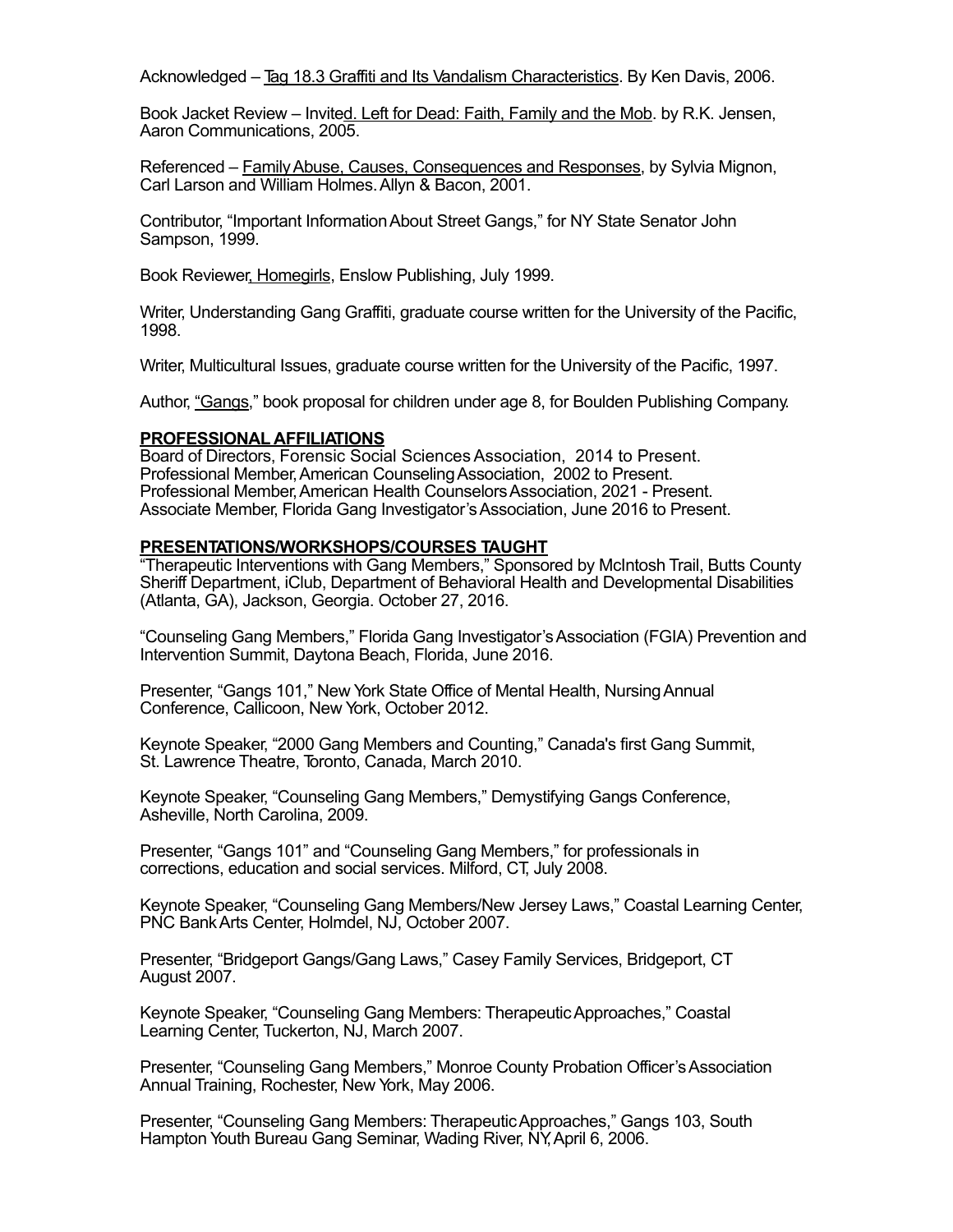Acknowledged – Tag 18.3 Graffiti and Its Vandalism Characteristics. By Ken Davis, 2006.

Book Jacket Review – Invited. Left for Dead: Faith, Family and the Mob. by R.K. Jensen, Aaron Communications, 2005.

Referenced – Family Abuse, Causes, Consequences and Responses, by Sylvia Mignon, Carl Larson and William Holmes. Allyn & Bacon, 2001.

Contributor, "Important Information About Street Gangs," for NY State Senator John Sampson, 1999.

Book Reviewer, Homegirls, Enslow Publishing, July 1999.

Writer, Understanding Gang Graffiti, graduate course written for the University of the Pacific, 1998.

Writer, Multicultural Issues, graduate course written for the University of the Pacific, 1997.

Author, "Gangs," book proposal for children under age 8, for Boulden Publishing Company.

**PROFESSIONAL AFFILIATIONS**

Board of Directors, Forensic Social Sciences Association, 2014 to Present.
Professional Member, American Counseling Association, 2002 to Present.
Professional Member, American Health Counselors Association, 2021 - Present.
Associate Member, Florida Gang Investigator's Association, June 2016 to Present.

**PRESENTATIONS/WORKSHOPS/COURSES TAUGHT**

"Therapeutic Interventions with Gang Members," Sponsored by McIntosh Trail, Butts County Sheriff Department, iClub, Department of Behavioral Health and Developmental Disabilities (Atlanta, GA), Jackson, Georgia. October 27, 2016.

"Counseling Gang Members," Florida Gang Investigator's Association (FGIA) Prevention and Intervention Summit, Daytona Beach, Florida, June 2016.

Presenter, "Gangs 101," New York State Office of Mental Health, Nursing Annual Conference, Callicoon, New York, October 2012.

Keynote Speaker, "2000 Gang Members and Counting," Canada's first Gang Summit, St. Lawrence Theatre, Toronto, Canada, March 2010.

Keynote Speaker, "Counseling Gang Members," Demystifying Gangs Conference, Asheville, North Carolina, 2009.

Presenter, "Gangs 101" and "Counseling Gang Members," for professionals in corrections, education and social services. Milford, CT, July 2008.

Keynote Speaker, "Counseling Gang Members/New Jersey Laws," Coastal Learning Center, PNC Bank Arts Center, Holmdel, NJ, October 2007.

Presenter, "Bridgeport Gangs/Gang Laws," Casey Family Services, Bridgeport, CT August 2007.

Keynote Speaker, "Counseling Gang Members: Therapeutic Approaches," Coastal Learning Center, Tuckerton, NJ, March 2007.

Presenter, "Counseling Gang Members," Monroe County Probation Officer's Association Annual Training, Rochester, New York, May 2006.

Presenter, "Counseling Gang Members: Therapeutic Approaches," Gangs 103, South Hampton Youth Bureau Gang Seminar, Wading River, NY, April 6, 2006.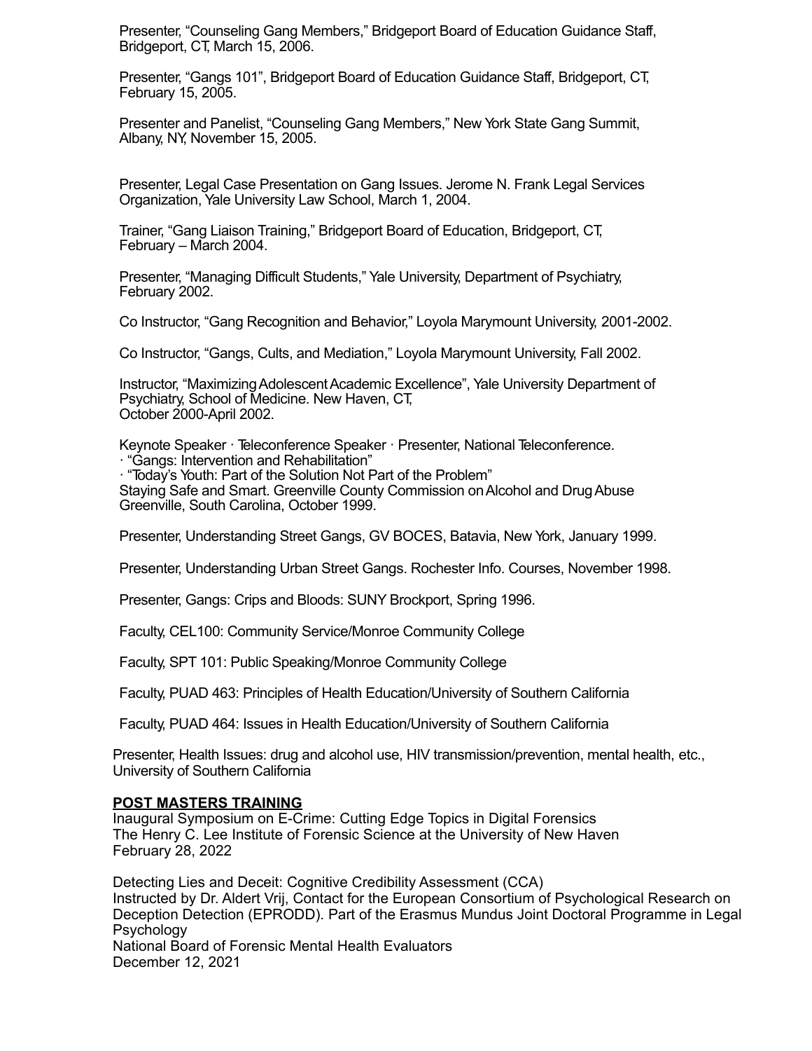Presenter, “Counseling Gang Members,” Bridgeport Board of Education Guidance Staff, Bridgeport, CT, March 15, 2006.

Presenter, “Gangs 101”, Bridgeport Board of Education Guidance Staff, Bridgeport, CT, February 15, 2005.

Presenter and Panelist, “Counseling Gang Members,” New York State Gang Summit, Albany, NY, November 15, 2005.

Presenter, Legal Case Presentation on Gang Issues. Jerome N. Frank Legal Services Organization, Yale University Law School, March 1, 2004.

Trainer, “Gang Liaison Training,” Bridgeport Board of Education, Bridgeport, CT, February – March 2004.

Presenter, “Managing Difficult Students,” Yale University, Department of Psychiatry, February 2002.

Co Instructor, “Gang Recognition and Behavior,” Loyola Marymount University, 2001-2002.

Co Instructor, “Gangs, Cults, and Mediation,” Loyola Marymount University, Fall 2002.

Instructor, “Maximizing Adolescent Academic Excellence”, Yale University Department of Psychiatry, School of Medicine. New Haven, CT, October 2000-April 2002.

Keynote Speaker · Teleconference Speaker · Presenter, National Teleconference.
· “Gangs: Intervention and Rehabilitation”
· “Today’s Youth: Part of the Solution Not Part of the Problem”
Staying Safe and Smart. Greenville County Commission on Alcohol and Drug Abuse Greenville, South Carolina, October 1999.

Presenter, Understanding Street Gangs, GV BOCES, Batavia, New York, January 1999.

Presenter, Understanding Urban Street Gangs. Rochester Info. Courses, November 1998.

Presenter, Gangs: Crips and Bloods: SUNY Brockport, Spring 1996.

Faculty, CEL100: Community Service/Monroe Community College

Faculty, SPT 101: Public Speaking/Monroe Community College

Faculty, PUAD 463: Principles of Health Education/University of Southern California

Faculty, PUAD 464: Issues in Health Education/University of Southern California

Presenter, Health Issues: drug and alcohol use, HIV transmission/prevention, mental health, etc., University of Southern California

## POST MASTERS TRAINING

Inaugural Symposium on E-Crime: Cutting Edge Topics in Digital Forensics
The Henry C. Lee Institute of Forensic Science at the University of New Haven
February 28, 2022

Detecting Lies and Deceit: Cognitive Credibility Assessment (CCA)
Instructed by Dr. Aldert Vrij, Contact for the European Consortium of Psychological Research on Deception Detection (EPRODD). Part of the Erasmus Mundus Joint Doctoral Programme in Legal Psychology
National Board of Forensic Mental Health Evaluators
December 12, 2021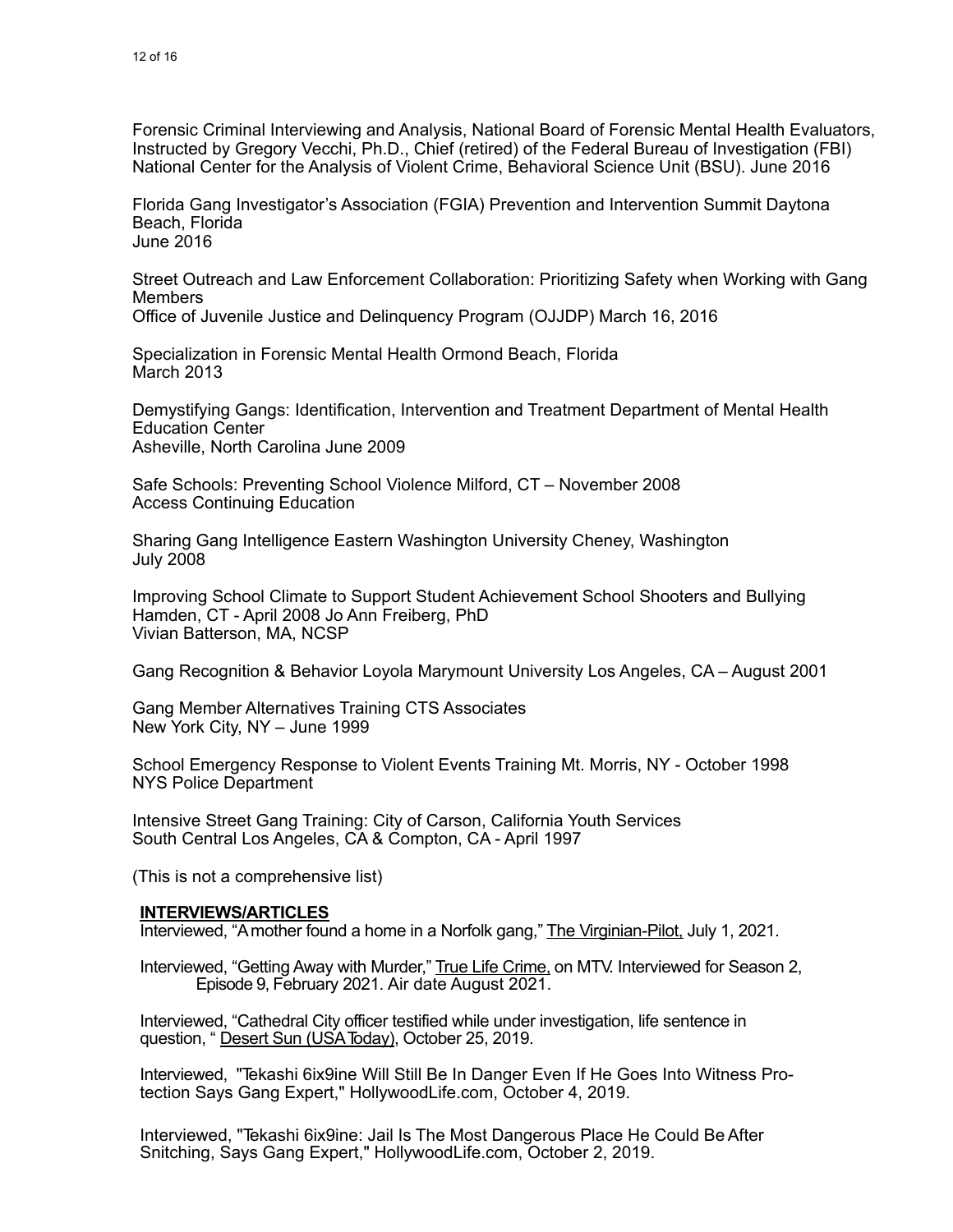Forensic Criminal Interviewing and Analysis, National Board of Forensic Mental Health Evaluators, Instructed by Gregory Vecchi, Ph.D., Chief (retired) of the Federal Bureau of Investigation (FBI) National Center for the Analysis of Violent Crime, Behavioral Science Unit (BSU). June 2016

Florida Gang Investigator's Association (FGIA) Prevention and Intervention Summit Daytona Beach, Florida
June 2016

Street Outreach and Law Enforcement Collaboration: Prioritizing Safety when Working with Gang Members
Office of Juvenile Justice and Delinquency Program (OJJDP) March 16, 2016

Specialization in Forensic Mental Health Ormond Beach, Florida
March 2013

Demystifying Gangs: Identification, Intervention and Treatment Department of Mental Health Education Center
Asheville, North Carolina June 2009

Safe Schools: Preventing School Violence Milford, CT – November 2008
Access Continuing Education

Sharing Gang Intelligence Eastern Washington University Cheney, Washington
July 2008

Improving School Climate to Support Student Achievement School Shooters and Bullying Hamden, CT - April 2008 Jo Ann Freiberg, PhD
Vivian Batterson, MA, NCSP

Gang Recognition & Behavior Loyola Marymount University Los Angeles, CA – August 2001

Gang Member Alternatives Training CTS Associates
New York City, NY – June 1999

School Emergency Response to Violent Events Training Mt. Morris, NY - October 1998
NYS Police Department

Intensive Street Gang Training: City of Carson, California Youth Services
South Central Los Angeles, CA & Compton, CA - April 1997

(This is not a comprehensive list)

**INTERVIEWS/ARTICLES**

Interviewed, "A mother found a home in a Norfolk gang," The Virginian-Pilot, July 1, 2021.

Interviewed, "Getting Away with Murder," True Life Crime, on MTV. Interviewed for Season 2, Episode 9, February 2021. Air date August 2021.

Interviewed, "Cathedral City officer testified while under investigation, life sentence in question, " Desert Sun (USA Today), October 25, 2019.

Interviewed, "Tekashi 6ix9ine Will Still Be In Danger Even If He Goes Into Witness Protection Says Gang Expert," HollywoodLife.com, October 4, 2019.

Interviewed, "Tekashi 6ix9ine: Jail Is The Most Dangerous Place He Could Be After Snitching, Says Gang Expert," HollywoodLife.com, October 2, 2019.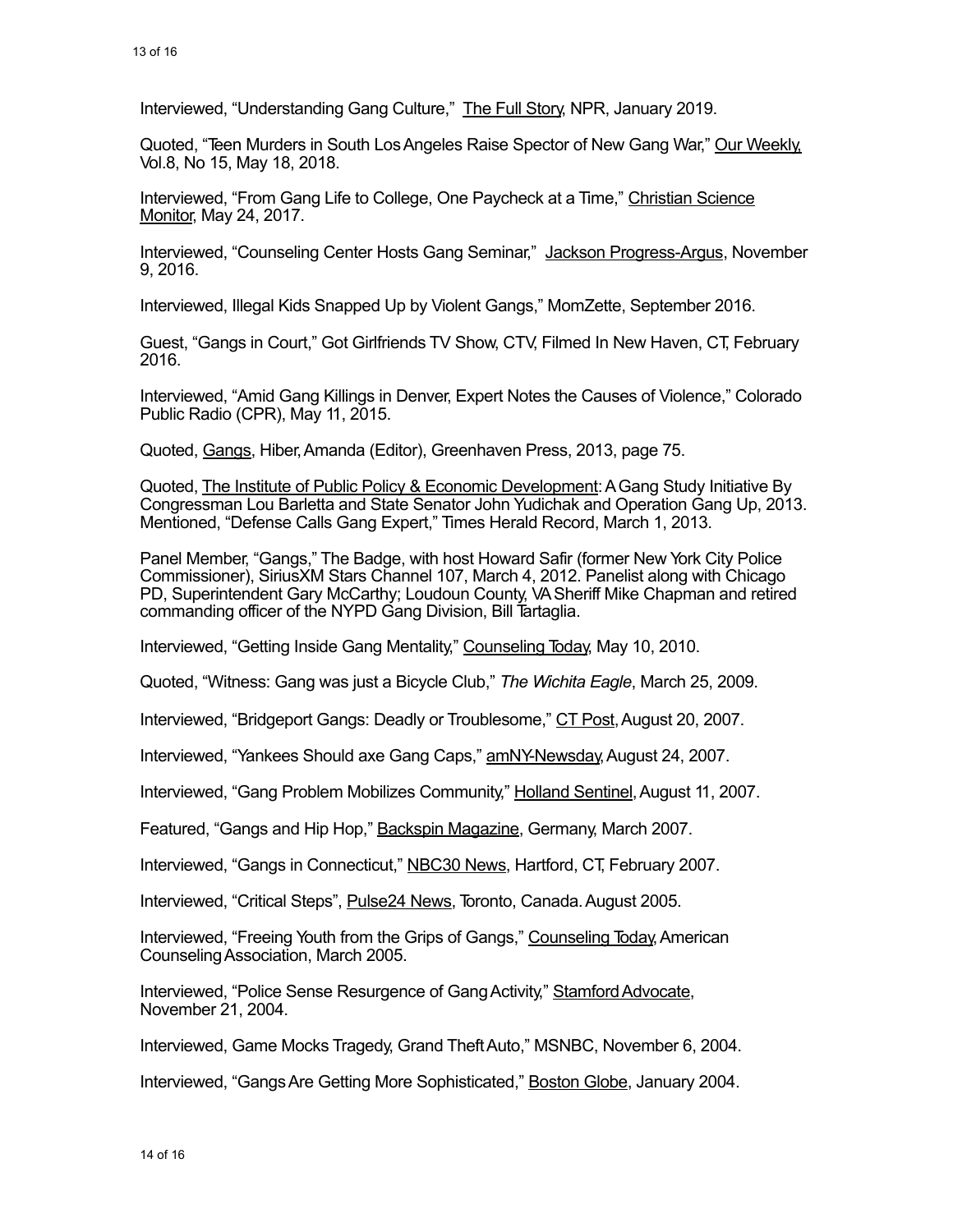Interviewed, "Understanding Gang Culture," The Full Story, NPR, January 2019.

Quoted, "Teen Murders in South Los Angeles Raise Spector of New Gang War," Our Weekly, Vol.8, No 15, May 18, 2018.

Interviewed, "From Gang Life to College, One Paycheck at a Time," Christian Science Monitor, May 24, 2017.

Interviewed, "Counseling Center Hosts Gang Seminar," Jackson Progress-Argus, November 9, 2016.

Interviewed, Illegal Kids Snapped Up by Violent Gangs," MomZette, September 2016.

Guest, "Gangs in Court," Got Girlfriends TV Show, CTV, Filmed In New Haven, CT, February 2016.

Interviewed, "Amid Gang Killings in Denver, Expert Notes the Causes of Violence," Colorado Public Radio (CPR), May 11, 2015.

Quoted, Gangs, Hiber, Amanda (Editor), Greenhaven Press, 2013, page 75.

Quoted, The Institute of Public Policy & Economic Development: A Gang Study Initiative By Congressman Lou Barletta and State Senator John Yudichak and Operation Gang Up, 2013. Mentioned, "Defense Calls Gang Expert," Times Herald Record, March 1, 2013.

Panel Member, "Gangs," The Badge, with host Howard Safir (former New York City Police Commissioner), SiriusXM Stars Channel 107, March 4, 2012. Panelist along with Chicago PD, Superintendent Gary McCarthy; Loudoun County, VA Sheriff Mike Chapman and retired commanding officer of the NYPD Gang Division, Bill Tartaglia.

Interviewed, "Getting Inside Gang Mentality," Counseling Today, May 10, 2010.

Quoted, "Witness: Gang was just a Bicycle Club," *The Wichita Eagle*, March 25, 2009.

Interviewed, "Bridgeport Gangs: Deadly or Troublesome," CT Post, August 20, 2007.

Interviewed, "Yankees Should axe Gang Caps," amNY-Newsday, August 24, 2007.

Interviewed, "Gang Problem Mobilizes Community," Holland Sentinel, August 11, 2007.

Featured, "Gangs and Hip Hop," Backspin Magazine, Germany, March 2007.

Interviewed, "Gangs in Connecticut," NBC30 News, Hartford, CT, February 2007.

Interviewed, "Critical Steps", Pulse24 News, Toronto, Canada. August 2005.

Interviewed, "Freeing Youth from the Grips of Gangs," Counseling Today, American Counseling Association, March 2005.

Interviewed, "Police Sense Resurgence of Gang Activity," Stamford Advocate, November 21, 2004.

Interviewed, Game Mocks Tragedy, Grand Theft Auto," MSNBC, November 6, 2004.

Interviewed, "Gangs Are Getting More Sophisticated," Boston Globe, January 2004.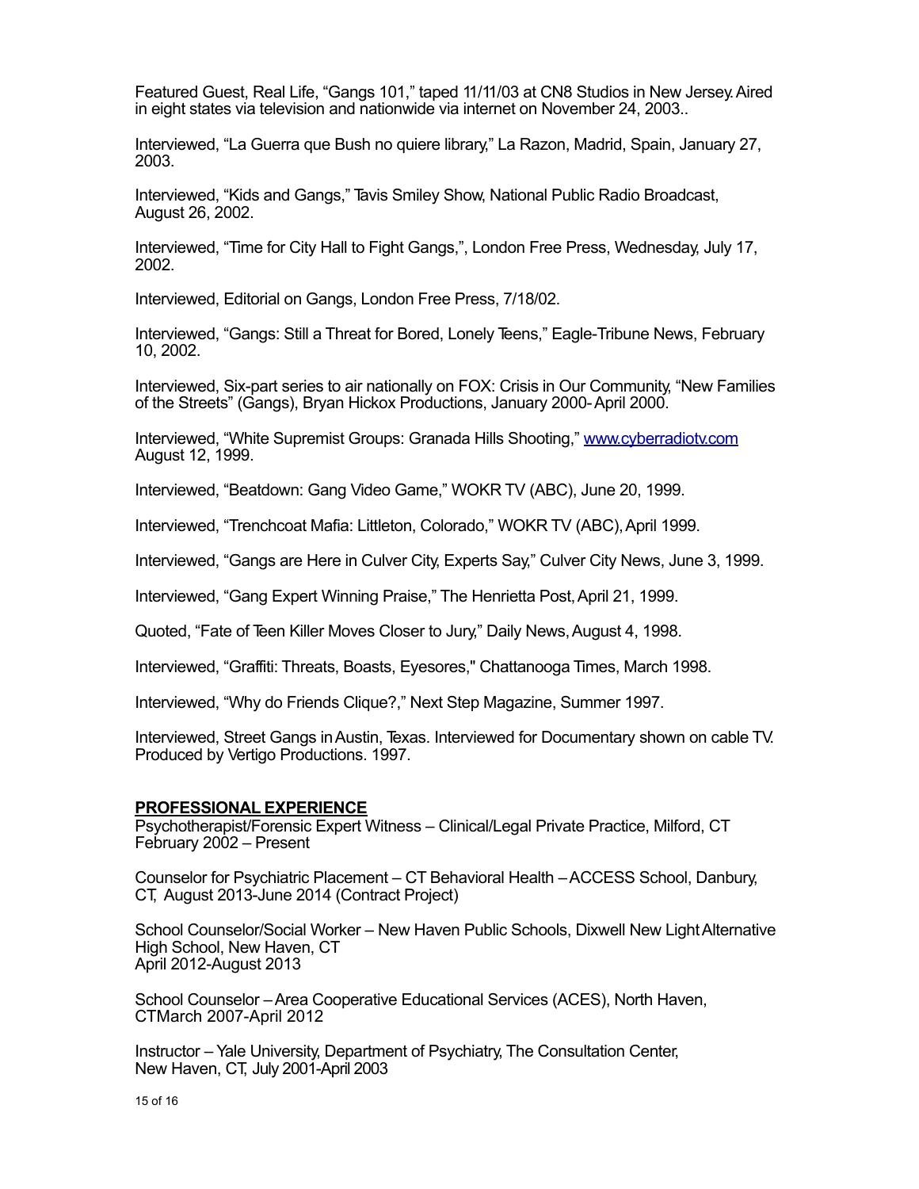Featured Guest, Real Life, "Gangs 101," taped 11/11/03 at CN8 Studios in New Jersey. Aired in eight states via television and nationwide via internet on November 24, 2003..

Interviewed, "La Guerra que Bush no quiere library," La Razon, Madrid, Spain, January 27, 2003.

Interviewed, "Kids and Gangs," Tavis Smiley Show, National Public Radio Broadcast, August 26, 2002.

Interviewed, "Time for City Hall to Fight Gangs,", London Free Press, Wednesday, July 17, 2002.

Interviewed, Editorial on Gangs, London Free Press, 7/18/02.

Interviewed, "Gangs: Still a Threat for Bored, Lonely Teens," Eagle-Tribune News, February 10, 2002.

Interviewed, Six-part series to air nationally on FOX: Crisis in Our Community, "New Families of the Streets" (Gangs), Bryan Hickox Productions, January 2000- April 2000.

Interviewed, "White Supremist Groups: Granada Hills Shooting," [www.cyberradiotv.com](http://www.cyberradiotv.com) August 12, 1999.

Interviewed, "Beatdown: Gang Video Game," WOKR TV (ABC), June 20, 1999.

Interviewed, "Trenchcoat Mafia: Littleton, Colorado," WOKR TV (ABC), April 1999.

Interviewed, "Gangs are Here in Culver City, Experts Say," Culver City News, June 3, 1999.

Interviewed, "Gang Expert Winning Praise," The Henrietta Post, April 21, 1999.

Quoted, "Fate of Teen Killer Moves Closer to Jury," Daily News, August 4, 1998.

Interviewed, "Graffiti: Threats, Boasts, Eyesores," Chattanooga Times, March 1998.

Interviewed, "Why do Friends Clique?," Next Step Magazine, Summer 1997.

Interviewed, Street Gangs in Austin, Texas. Interviewed for Documentary shown on cable TV. Produced by Vertigo Productions. 1997.

## PROFESSIONAL EXPERIENCE

Psychotherapist/Forensic Expert Witness – Clinical/Legal Private Practice, Milford, CT
February 2002 – Present

Counselor for Psychiatric Placement – CT Behavioral Health – ACCESS School, Danbury, CT, August 2013-June 2014 (Contract Project)

School Counselor/Social Worker – New Haven Public Schools, Dixwell New Light Alternative High School, New Haven, CT
April 2012-August 2013

School Counselor – Area Cooperative Educational Services (ACES), North Haven, CTMarch 2007-April 2012

Instructor – Yale University, Department of Psychiatry, The Consultation Center, New Haven, CT, July 2001-April 2003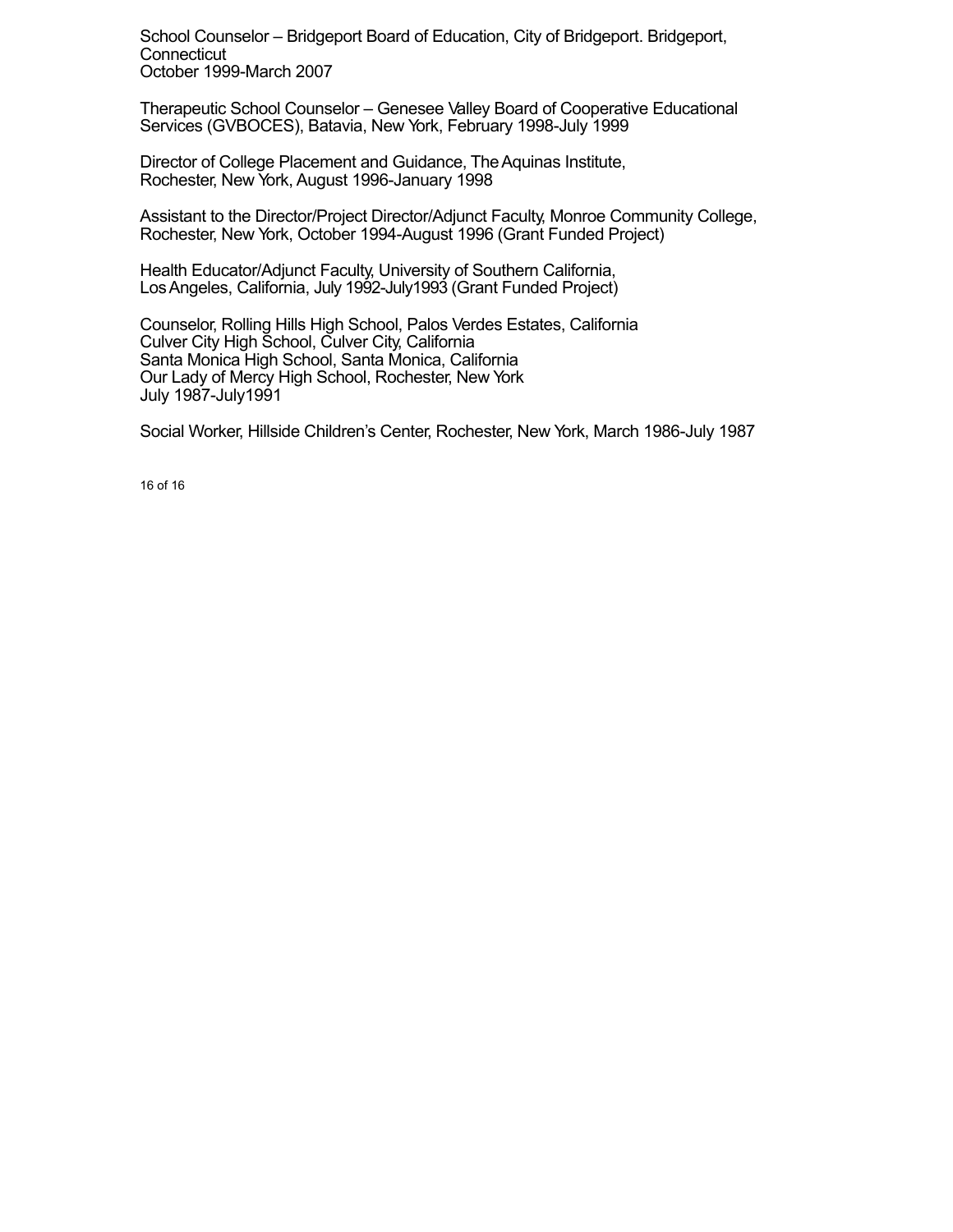School Counselor – Bridgeport Board of Education, City of Bridgeport. Bridgeport, Connecticut
October 1999-March 2007

Therapeutic School Counselor – Genesee Valley Board of Cooperative Educational Services (GVBOCES), Batavia, New York, February 1998-July 1999

Director of College Placement and Guidance, The Aquinas Institute, Rochester, New York, August 1996-January 1998

Assistant to the Director/Project Director/Adjunct Faculty, Monroe Community College, Rochester, New York, October 1994-August 1996 (Grant Funded Project)

Health Educator/Adjunct Faculty, University of Southern California, Los Angeles, California, July 1992-July1993 (Grant Funded Project)

Counselor, Rolling Hills High School, Palos Verdes Estates, California
Culver City High School, Culver City, California
Santa Monica High School, Santa Monica, California
Our Lady of Mercy High School, Rochester, New York
July 1987-July1991

Social Worker, Hillside Children's Center, Rochester, New York, March 1986-July 1987